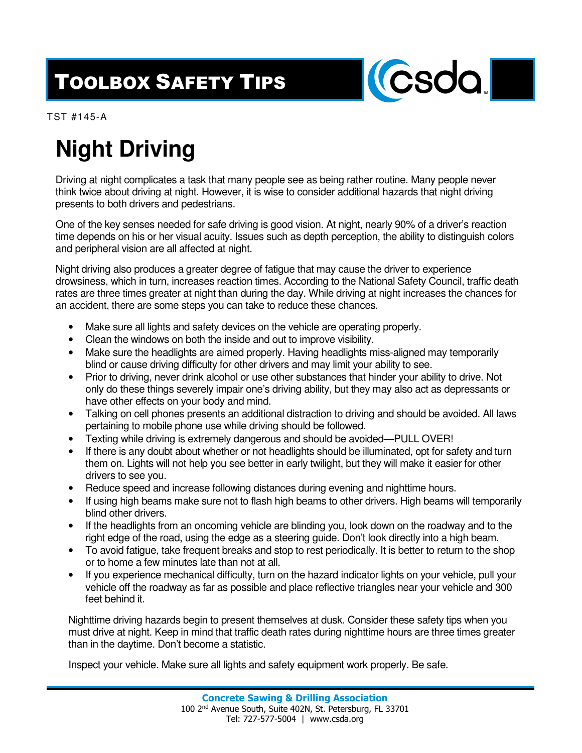# Toolbox Safety Tips

TST #145-A

# Night Driving

Driving at night complicates a task that many people see as being rather routine. Many people never think twice about driving at night. However, it is wise to consider additional hazards that night driving presents to both drivers and pedestrians.

One of the key senses needed for safe driving is good vision. At night, nearly 90% of a driver's reaction time depends on his or her visual acuity. Issues such as depth perception, the ability to distinguish colors and peripheral vision are all affected at night.

Night driving also produces a greater degree of fatigue that may cause the driver to experience drowsiness, which in turn, increases reaction times. According to the National Safety Council, traffic death rates are three times greater at night than during the day. While driving at night increases the chances for an accident, there are some steps you can take to reduce these chances.

- Make sure all lights and safety devices on the vehicle are operating properly.
- Clean the windows on both the inside and out to improve visibility.
- Make sure the headlights are aimed properly. Having headlights miss-aligned may temporarily blind or cause driving difficulty for other drivers and may limit your ability to see.
- Prior to driving, never drink alcohol or use other substances that hinder your ability to drive. Not only do these things severely impair one's driving ability, but they may also act as depressants or have other effects on your body and mind.
- Talking on cell phones presents an additional distraction to driving and should be avoided. All laws pertaining to mobile phone use while driving should be followed.
- Texting while driving is extremely dangerous and should be avoided—PULL OVER!
- If there is any doubt about whether or not headlights should be illuminated, opt for safety and turn them on. Lights will not help you see better in early twilight, but they will make it easier for other drivers to see you.
- Reduce speed and increase following distances during evening and nighttime hours.
- If using high beams make sure not to flash high beams to other drivers. High beams will temporarily blind other drivers.
- If the headlights from an oncoming vehicle are blinding you, look down on the roadway and to the right edge of the road, using the edge as a steering guide. Don't look directly into a high beam.
- To avoid fatigue, take frequent breaks and stop to rest periodically. It is better to return to the shop or to home a few minutes late than not at all.
- If you experience mechanical difficulty, turn on the hazard indicator lights on your vehicle, pull your vehicle off the roadway as far as possible and place reflective triangles near your vehicle and 300 feet behind it.

Nighttime driving hazards begin to present themselves at dusk. Consider these safety tips when you must drive at night. Keep in mind that traffic death rates during nighttime hours are three times greater than in the daytime. Don't become a statistic.

Inspect your vehicle. Make sure all lights and safety equipment work properly. Be safe.

**Concrete Sawing & Drilling Association**
100 2nd Avenue South, Suite 402N, St. Petersburg, FL 33701
Tel: 727-577-5004 | www.csda.org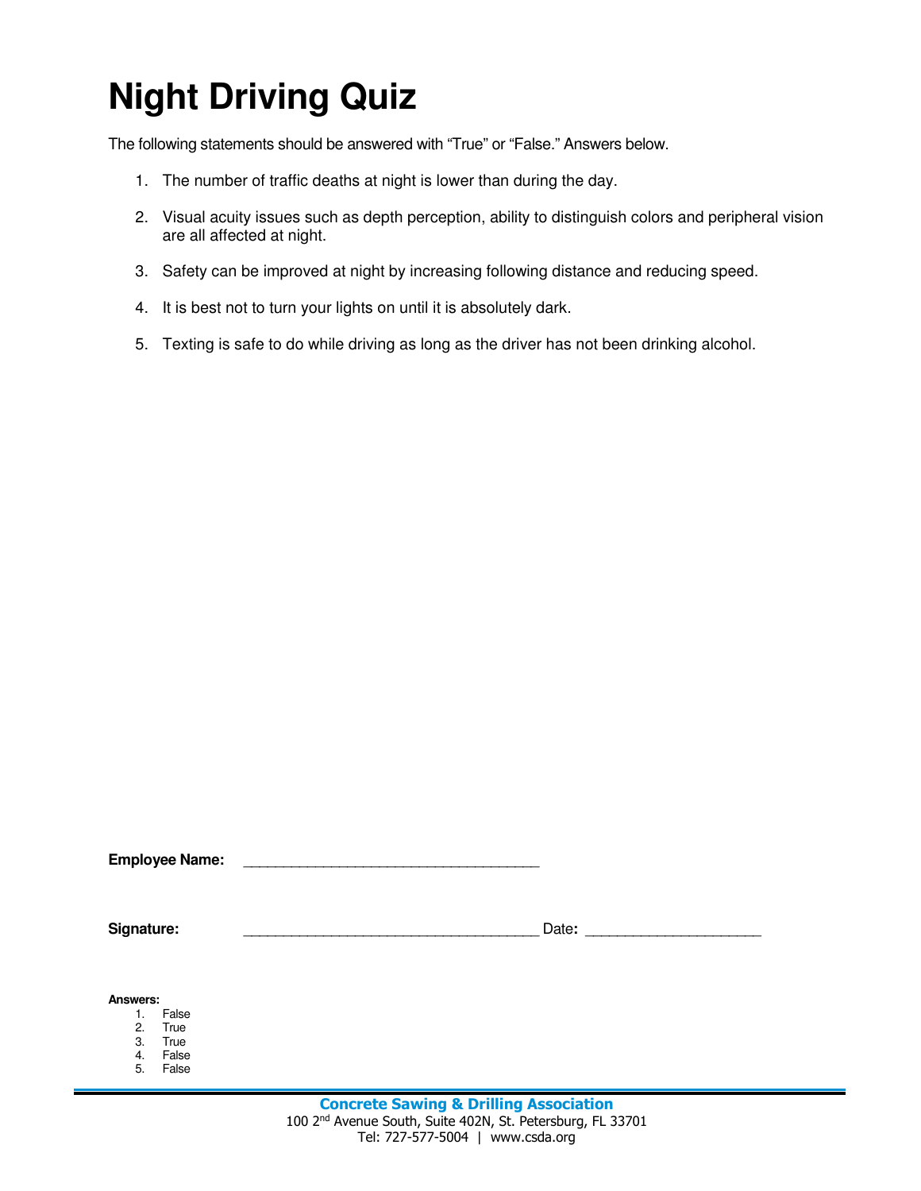# Night Driving Quiz

The following statements should be answered with "True" or "False." Answers below.

1. The number of traffic deaths at night is lower than during the day.
2. Visual acuity issues such as depth perception, ability to distinguish colors and peripheral vision are all affected at night.
3. Safety can be improved at night by increasing following distance and reducing speed.
4. It is best not to turn your lights on until it is absolutely dark.
5. Texting is safe to do while driving as long as the driver has not been drinking alcohol.

**Employee Name:** ___________________________________

**Signature:** ___________________________________ Date**:** ____________________

**Answers:**

1. False
2. True
3. True
4. False
5. False

**Concrete Sawing & Drilling Association**
100 2nd Avenue South, Suite 402N, St. Petersburg, FL 33701
Tel: 727-577-5004 | www.csda.org